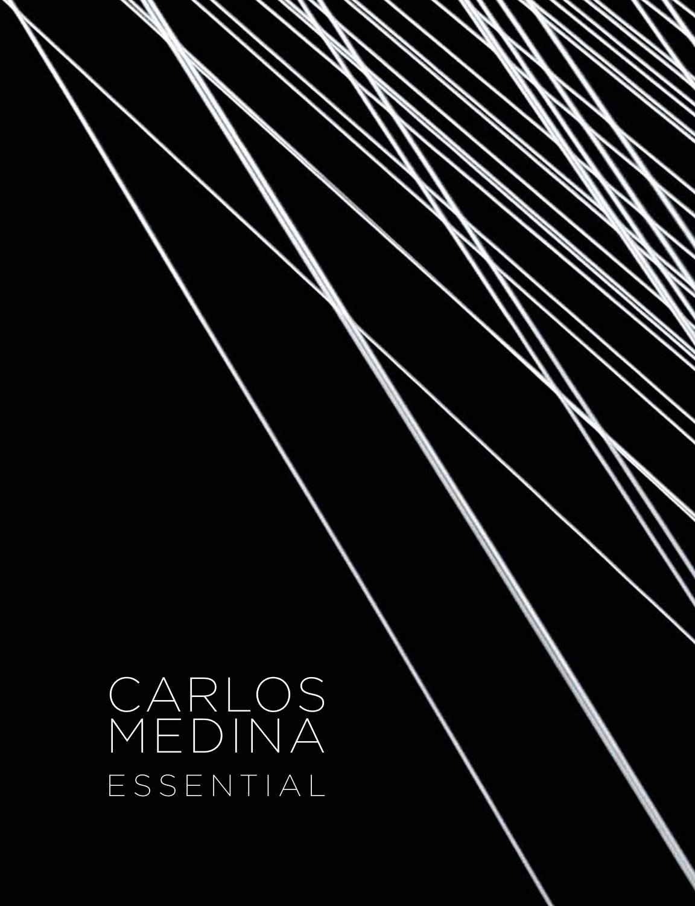# CARLOS MEDINA

## ESSENTIAL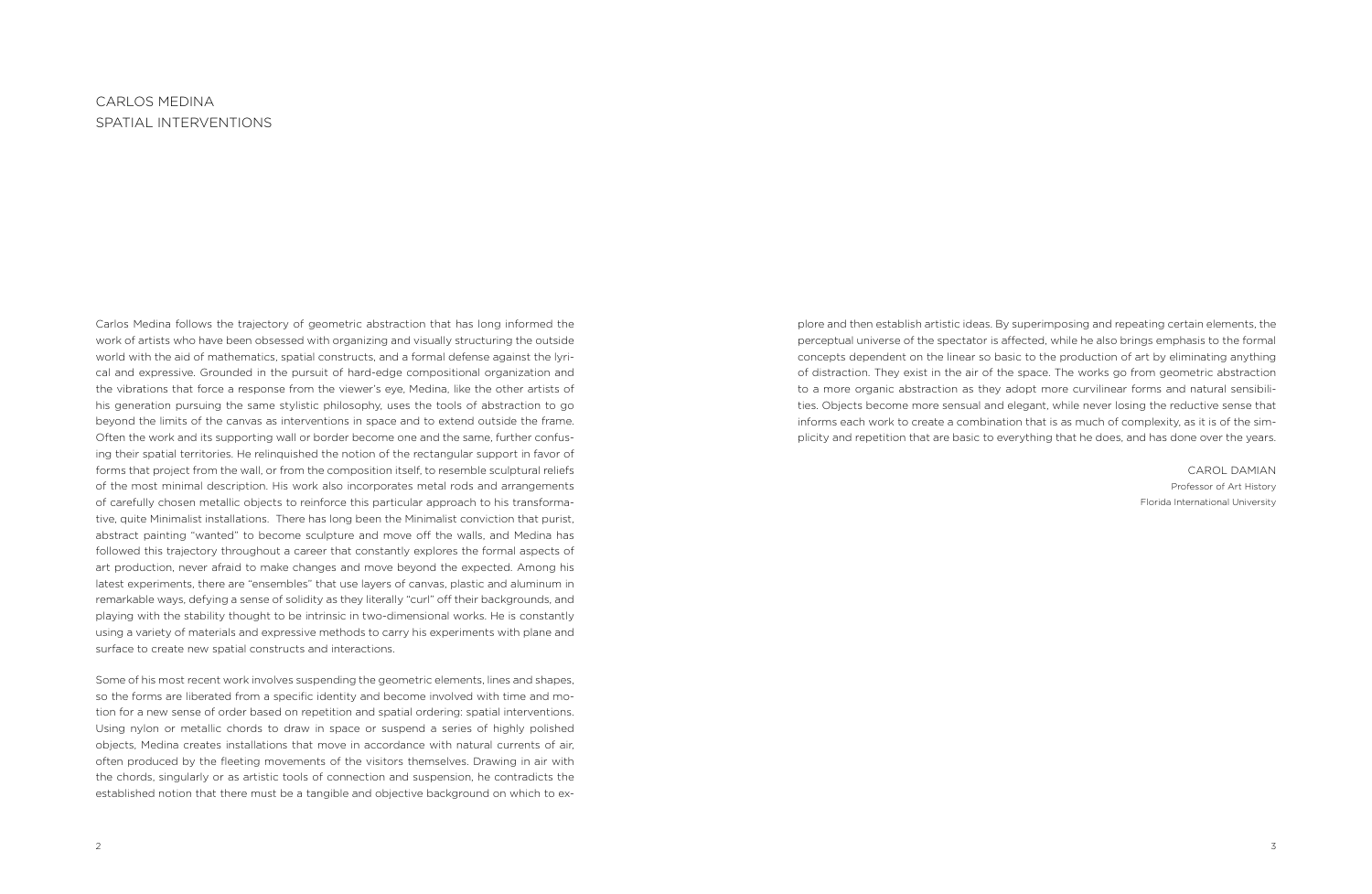# CARLOS MEDINA
## SPATIAL INTERVENTIONS

Carlos Medina follows the trajectory of geometric abstraction that has long informed the work of artists who have been obsessed with organizing and visually structuring the outside world with the aid of mathematics, spatial constructs, and a formal defense against the lyrical and expressive. Grounded in the pursuit of hard-edge compositional organization and the vibrations that force a response from the viewer's eye, Medina, like the other artists of his generation pursuing the same stylistic philosophy, uses the tools of abstraction to go beyond the limits of the canvas as interventions in space and to extend outside the frame. Often the work and its supporting wall or border become one and the same, further confusing their spatial territories. He relinquished the notion of the rectangular support in favor of forms that project from the wall, or from the composition itself, to resemble sculptural reliefs of the most minimal description. His work also incorporates metal rods and arrangements of carefully chosen metallic objects to reinforce this particular approach to his transformative, quite Minimalist installations. There has long been the Minimalist conviction that purist, abstract painting "wanted" to become sculpture and move off the walls, and Medina has followed this trajectory throughout a career that constantly explores the formal aspects of art production, never afraid to make changes and move beyond the expected. Among his latest experiments, there are "ensembles" that use layers of canvas, plastic and aluminum in remarkable ways, defying a sense of solidity as they literally "curl" off their backgrounds, and playing with the stability thought to be intrinsic in two-dimensional works. He is constantly using a variety of materials and expressive methods to carry his experiments with plane and surface to create new spatial constructs and interactions.

Some of his most recent work involves suspending the geometric elements, lines and shapes, so the forms are liberated from a specific identity and become involved with time and motion for a new sense of order based on repetition and spatial ordering: spatial interventions. Using nylon or metallic chords to draw in space or suspend a series of highly polished objects, Medina creates installations that move in accordance with natural currents of air, often produced by the fleeting movements of the visitors themselves. Drawing in air with the chords, singularly or as artistic tools of connection and suspension, he contradicts the established notion that there must be a tangible and objective background on which to explore and then establish artistic ideas. By superimposing and repeating certain elements, the perceptual universe of the spectator is affected, while he also brings emphasis to the formal concepts dependent on the linear so basic to the production of art by eliminating anything of distraction. They exist in the air of the space. The works go from geometric abstraction to a more organic abstraction as they adopt more curvilinear forms and natural sensibilities. Objects become more sensual and elegant, while never losing the reductive sense that informs each work to create a combination that is as much of complexity, as it is of the simplicity and repetition that are basic to everything that he does, and has done over the years.

CAROL DAMIAN
Professor of Art History
Florida International University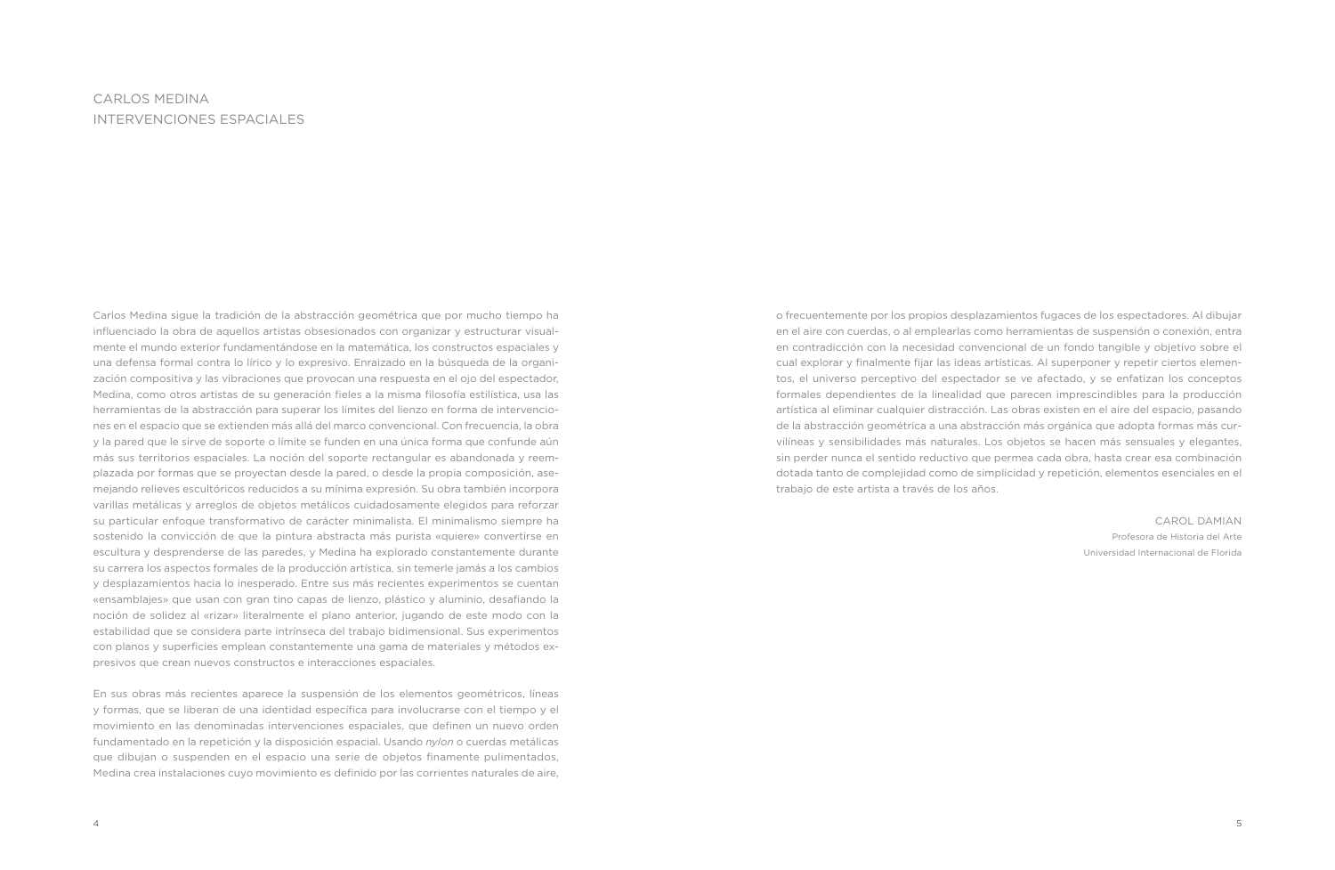# CARLOS MEDINA
## INTERVENCIONES ESPACIALES

Carlos Medina sigue la tradición de la abstracción geométrica que por mucho tiempo ha influenciado la obra de aquellos artistas obsesionados con organizar y estructurar visualmente el mundo exterior fundamentándose en la matemática, los constructos espaciales y una defensa formal contra lo lírico y lo expresivo. Enraizado en la búsqueda de la organización compositiva y las vibraciones que provocan una respuesta en el ojo del espectador, Medina, como otros artistas de su generación fieles a la misma filosofía estilística, usa las herramientas de la abstracción para superar los límites del lienzo en forma de intervenciones en el espacio que se extienden más allá del marco convencional. Con frecuencia, la obra y la pared que le sirve de soporte o límite se funden en una única forma que confunde aún más sus territorios espaciales. La noción del soporte rectangular es abandonada y reemplazada por formas que se proyectan desde la pared, o desde la propia composición, asemejando relieves escultóricos reducidos a su mínima expresión. Su obra también incorpora varillas metálicas y arreglos de objetos metálicos cuidadosamente elegidos para reforzar su particular enfoque transformativo de carácter minimalista. El minimalismo siempre ha sostenido la convicción de que la pintura abstracta más purista «quiere» convertirse en escultura y desprenderse de las paredes, y Medina ha explorado constantemente durante su carrera los aspectos formales de la producción artística, sin temerle jamás a los cambios y desplazamientos hacia lo inesperado. Entre sus más recientes experimentos se cuentan «ensamblajes» que usan con gran tino capas de lienzo, plástico y aluminio, desafiando la noción de solidez al «rizar» literalmente el plano anterior, jugando de este modo con la estabilidad que se considera parte intrínseca del trabajo bidimensional. Sus experimentos con planos y superficies emplean constantemente una gama de materiales y métodos expresivos que crean nuevos constructos e interacciones espaciales.

En sus obras más recientes aparece la suspensión de los elementos geométricos, líneas y formas, que se liberan de una identidad específica para involucrarse con el tiempo y el movimiento en las denominadas intervenciones espaciales, que definen un nuevo orden fundamentado en la repetición y la disposición espacial. Usando *nylon* o cuerdas metálicas que dibujan o suspenden en el espacio una serie de objetos finamente pulimentados, Medina crea instalaciones cuyo movimiento es definido por las corrientes naturales de aire, o frecuentemente por los propios desplazamientos fugaces de los espectadores. Al dibujar en el aire con cuerdas, o al emplearlas como herramientas de suspensión o conexión, entra en contradicción con la necesidad convencional de un fondo tangible y objetivo sobre el cual explorar y finalmente fijar las ideas artísticas. Al superponer y repetir ciertos elementos, el universo perceptivo del espectador se ve afectado, y se enfatizan los conceptos formales dependientes de la linealidad que parecen imprescindibles para la producción artística al eliminar cualquier distracción. Las obras existen en el aire del espacio, pasando de la abstracción geométrica a una abstracción más orgánica que adopta formas más curvilíneas y sensibilidades más naturales. Los objetos se hacen más sensuales y elegantes, sin perder nunca el sentido reductivo que permea cada obra, hasta crear esa combinación dotada tanto de complejidad como de simplicidad y repetición, elementos esenciales en el trabajo de este artista a través de los años.

CAROL DAMIAN
Profesora de Historia del Arte
Universidad Internacional de Florida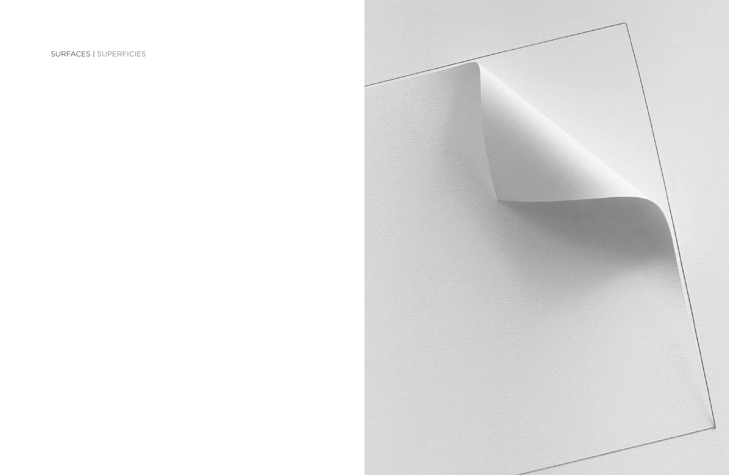SURFACES | SUPERFICIES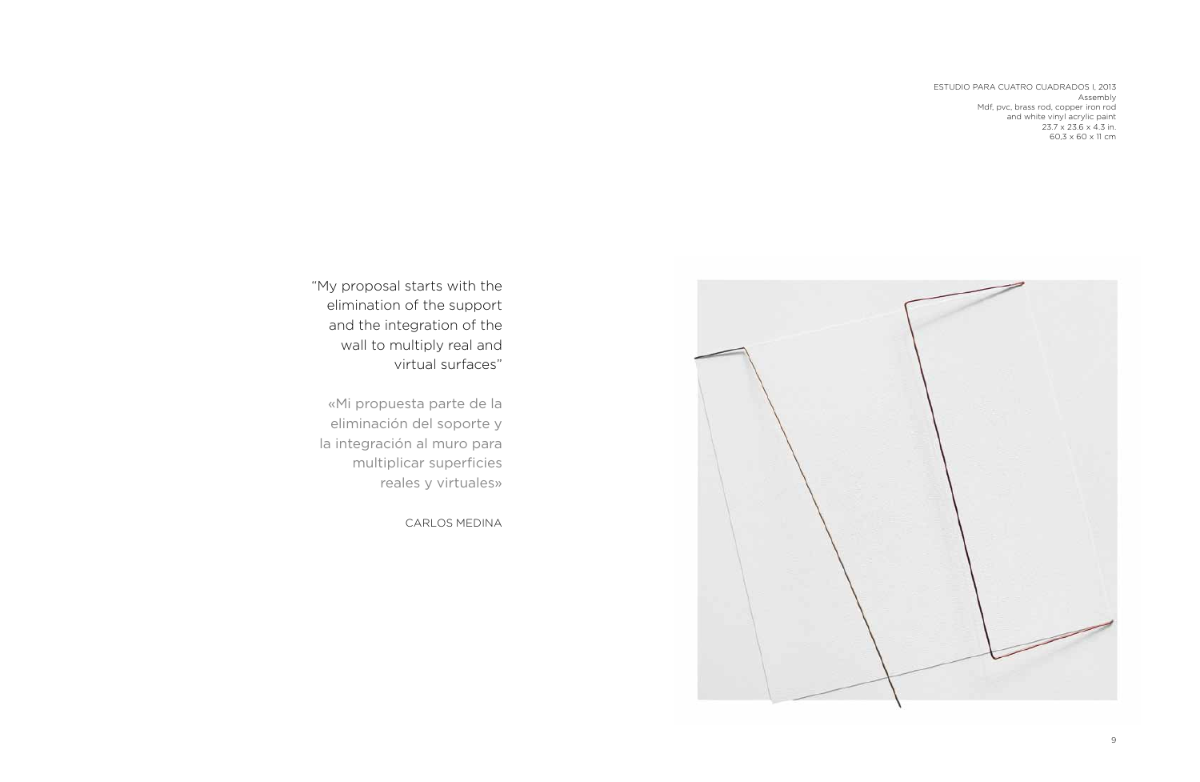ESTUDIO PARA CUATRO CUADRADOS I, 2013
Assembly
Mdf, pvc, brass rod, copper iron rod
and white vinyl acrylic paint
23.7 x 23.6 x 4.3 in.
60,3 x 60 x 11 cm

"My proposal starts with the elimination of the support and the integration of the wall to multiply real and virtual surfaces"

«Mi propuesta parte de la eliminación del soporte y la integración al muro para multiplicar superficies reales y virtuales»

CARLOS MEDINA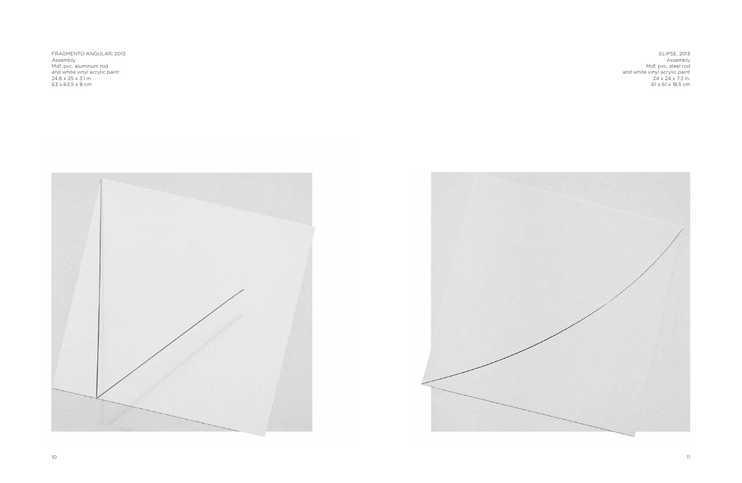FRAGMENTO ANGULAR, 2013
Assembly
Mdf, pvc, aluminum rod
and white vinyl acrylic paint
24.8 x 25 x 3.1 in.
63 x 63,5 x 8 cm

ELIPSE, 2013
Assembly
Mdf, pvc, steel rod
and white vinyl acrylic paint
24 x 24 x 7.3 in.
61 x 61 x 18,5 cm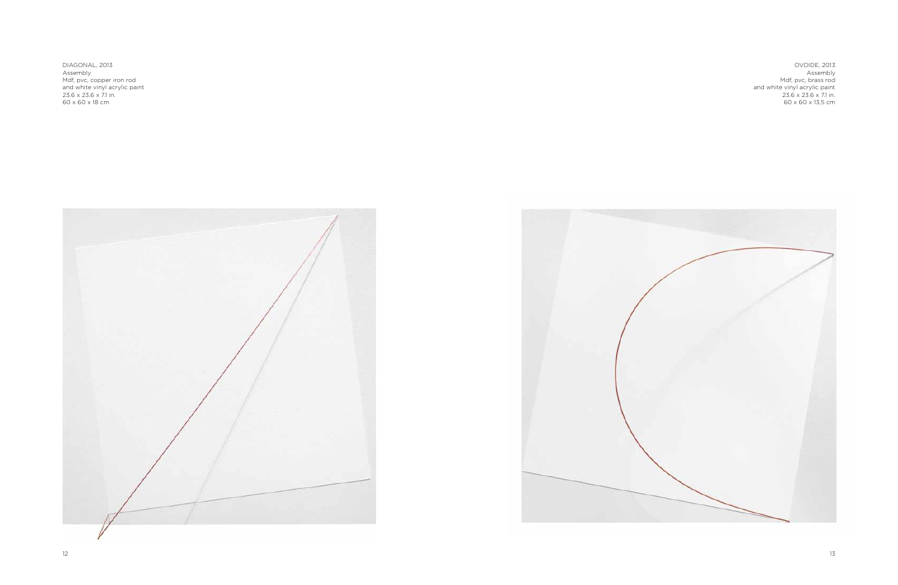DIAGONAL, 2013
Assembly
Mdf, pvc, copper iron rod
and white vinyl acrylic paint
23.6 x 23.6 x 7.1 in.
60 x 60 x 18 cm

OVOIDE, 2013
Assembly
Mdf, pvc, brass rod
and white vinyl acrylic paint
23.6 x 23.6 x 7.1 in.
60 x 60 x 13,5 cm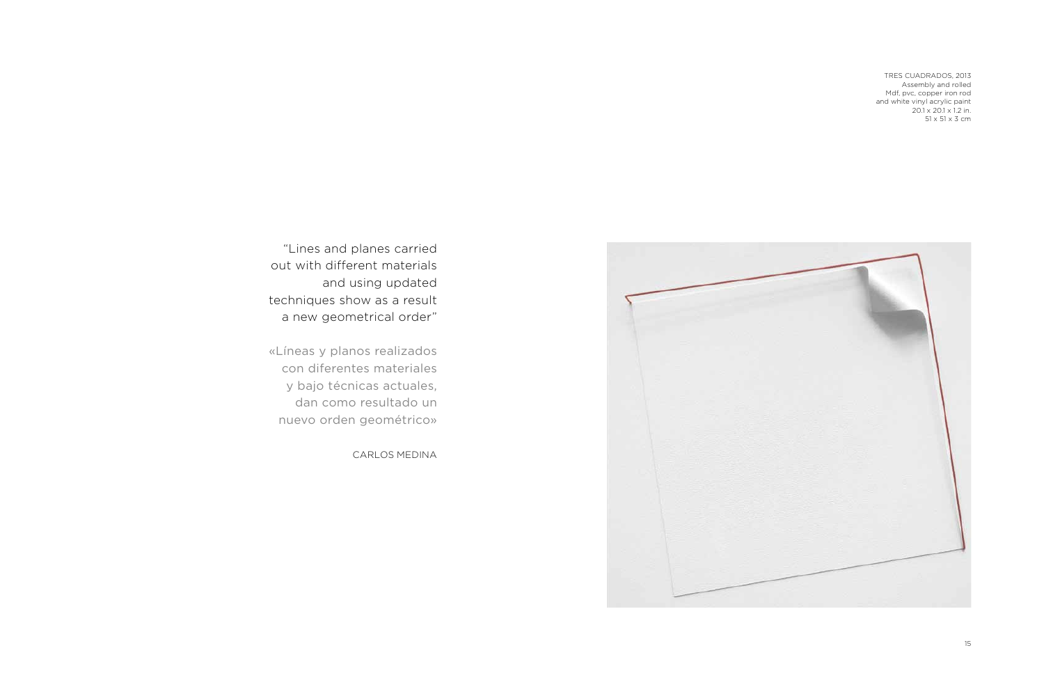TRES CUADRADOS, 2013
Assembly and rolled
Mdf, pvc, copper iron rod
and white vinyl acrylic paint
20.1 x 20.1 x 1.2 in.
51 x 51 x 3 cm

"Lines and planes carried out with different materials and using updated techniques show as a result a new geometrical order"

«Líneas y planos realizados con diferentes materiales y bajo técnicas actuales, dan como resultado un nuevo orden geométrico»

CARLOS MEDINA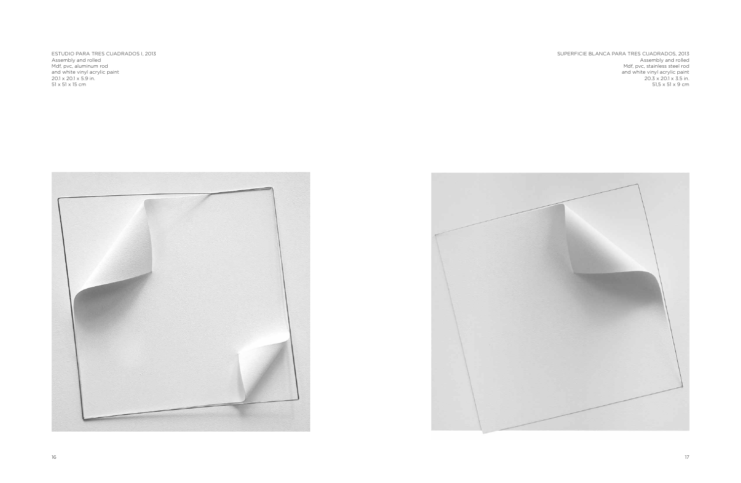ESTUDIO PARA TRES CUADRADOS I, 2013
Assembly and rolled
Mdf, pvc, aluminum rod
and white vinyl acrylic paint
20.1 x 20.1 x 5.9 in.
51 x 51 x 15 cm

SUPERFICIE BLANCA PARA TRES CUADRADOS, 2013
Assembly and rolled
Mdf, pvc, stainless steel rod
and white vinyl acrylic paint
20.3 x 20.1 x 3.5 in.
51,5 x 51 x 9 cm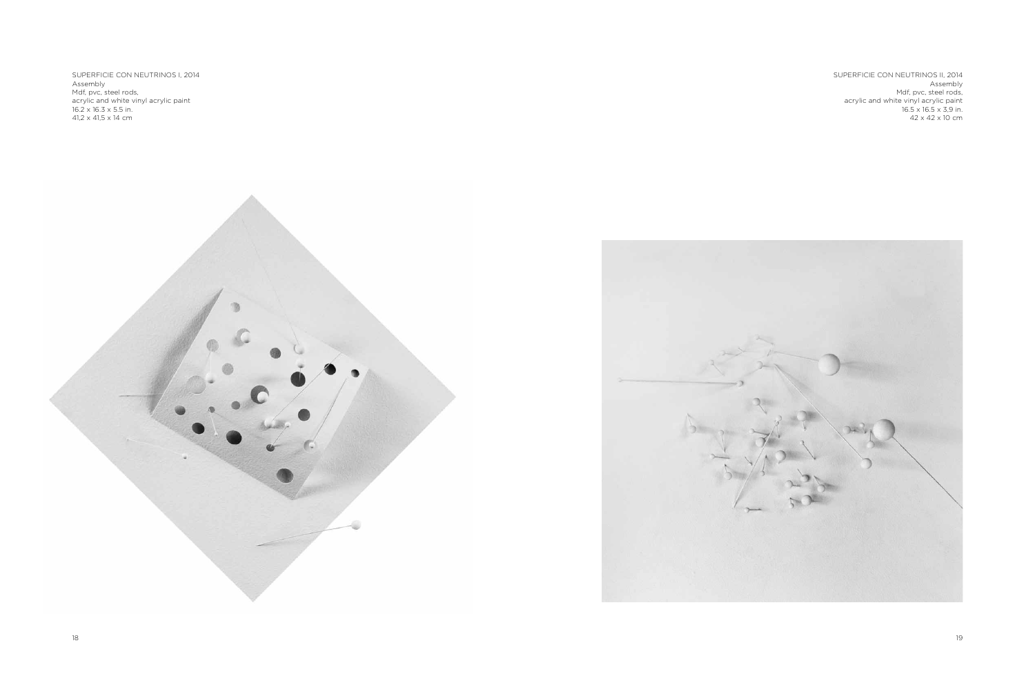SUPERFICIE CON NEUTRINOS I, 2014
Assembly
Mdf, pvc, steel rods,
acrylic and white vinyl acrylic paint
16.2 x 16.3 x 5.5 in.
41,2 x 41,5 x 14 cm

SUPERFICIE CON NEUTRINOS II, 2014
Assembly
Mdf, pvc, steel rods,
acrylic and white vinyl acrylic paint
16.5 x 16.5 x 3,9 in.
42 x 42 x 10 cm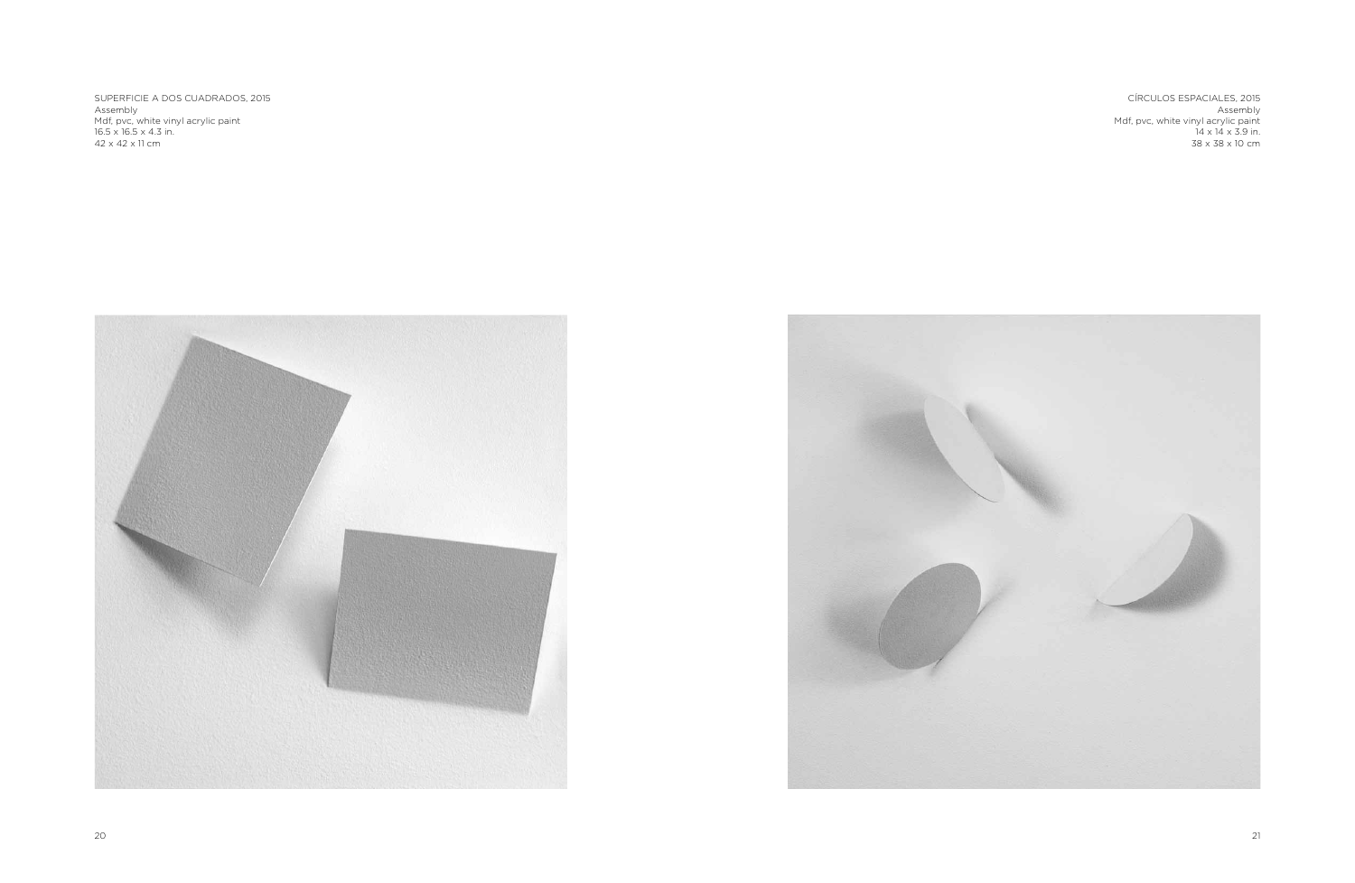SUPERFICIE A DOS CUADRADOS, 2015
Assembly
Mdf, pvc, white vinyl acrylic paint
16.5 x 16.5 x 4.3 in.
42 x 42 x 11 cm

CÍRCULOS ESPACIALES, 2015
Assembly
Mdf, pvc, white vinyl acrylic paint
14 x 14 x 3.9 in.
38 x 38 x 10 cm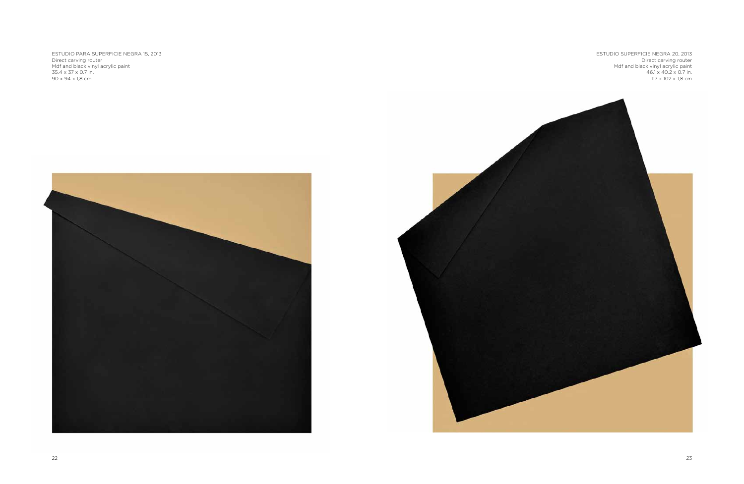ESTUDIO PARA SUPERFICIE NEGRA 15, 2013
Direct carving router
Mdf and black vinyl acrylic paint
35.4 x 37 x 0.7 in.
90 x 94 x 1,8 cm

ESTUDIO SUPERFICIE NEGRA 20, 2013
Direct carving router
Mdf and black vinyl acrylic paint
46.1 x 40.2 x 0.7 in.
117 x 102 x 1,8 cm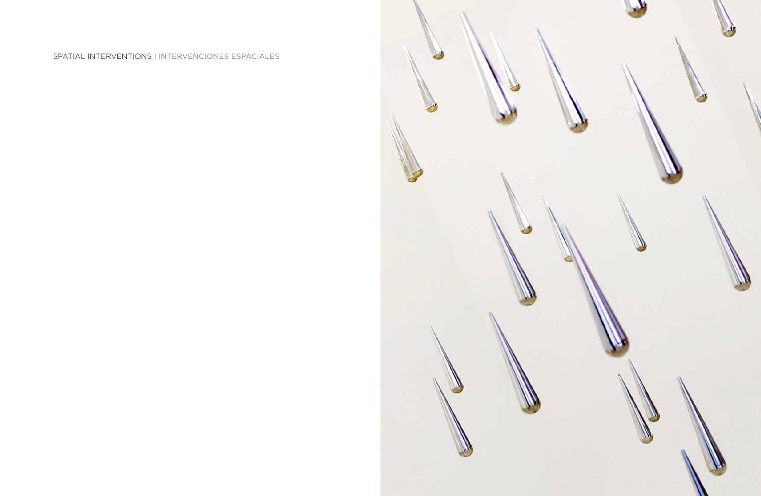SPATIAL INTERVENTIONS | INTERVENCIONES ESPACIALES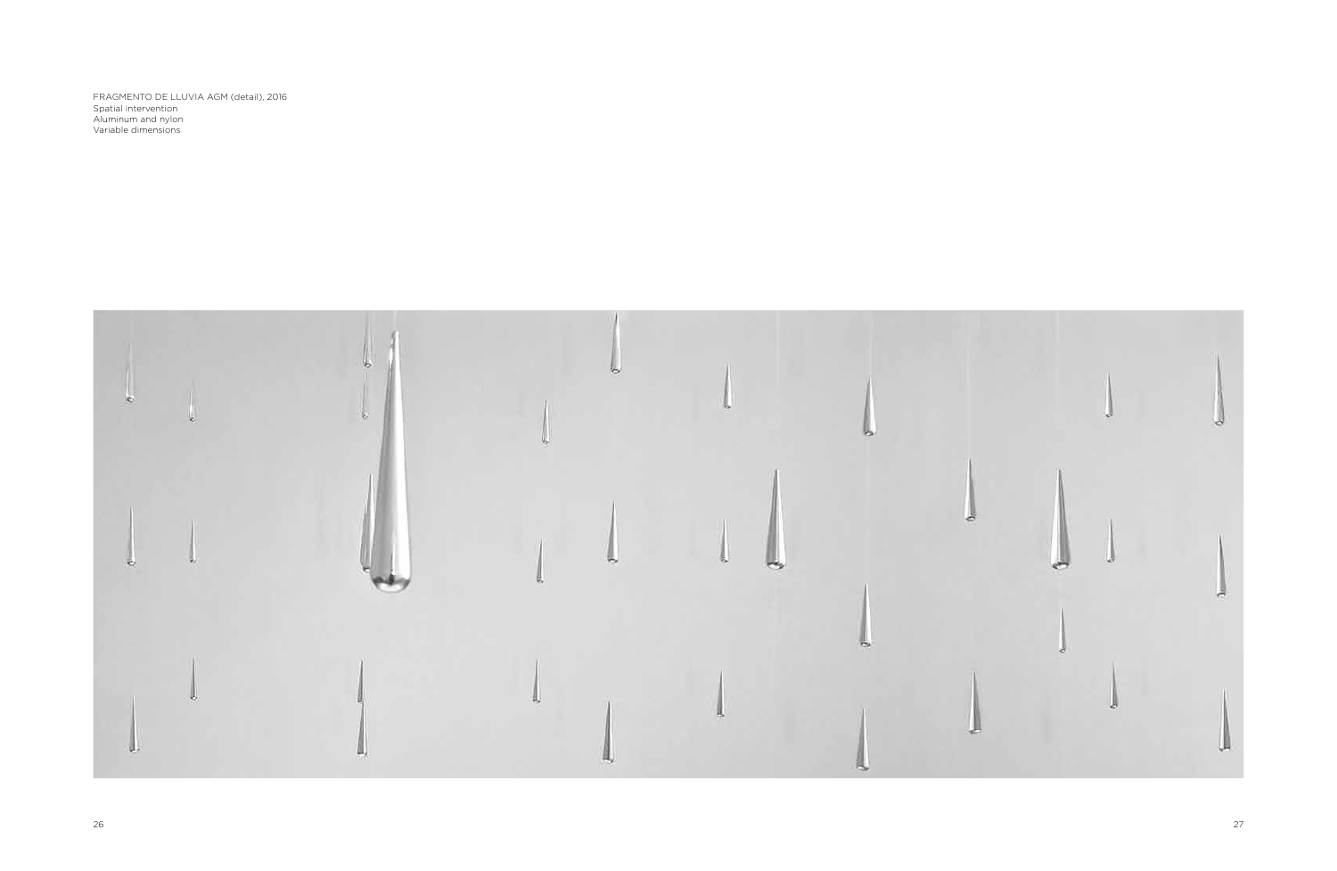FRAGMENTO DE LLUVIA AGM (detail), 2016
Spatial intervention
Aluminum and nylon
Variable dimensions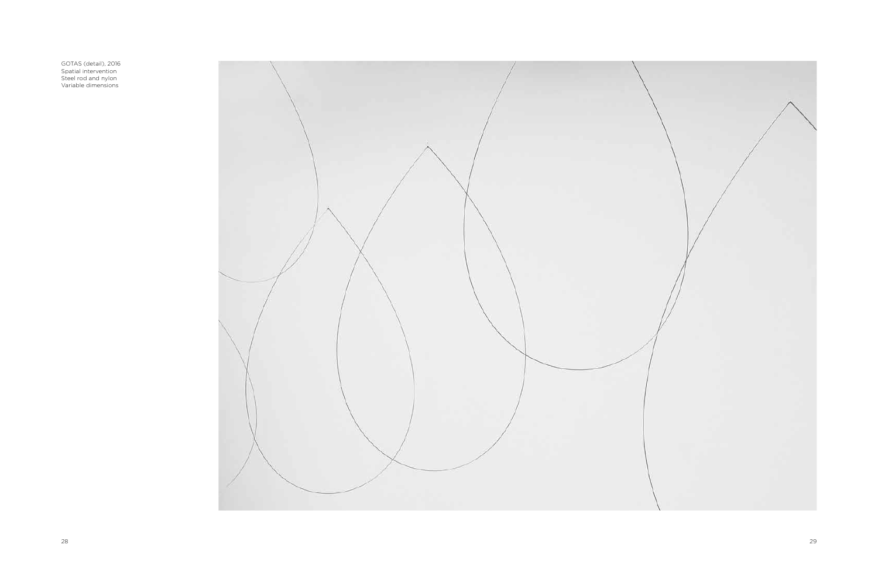GOTAS (detail), 2016
Spatial intervention
Steel rod and nylon
Variable dimensions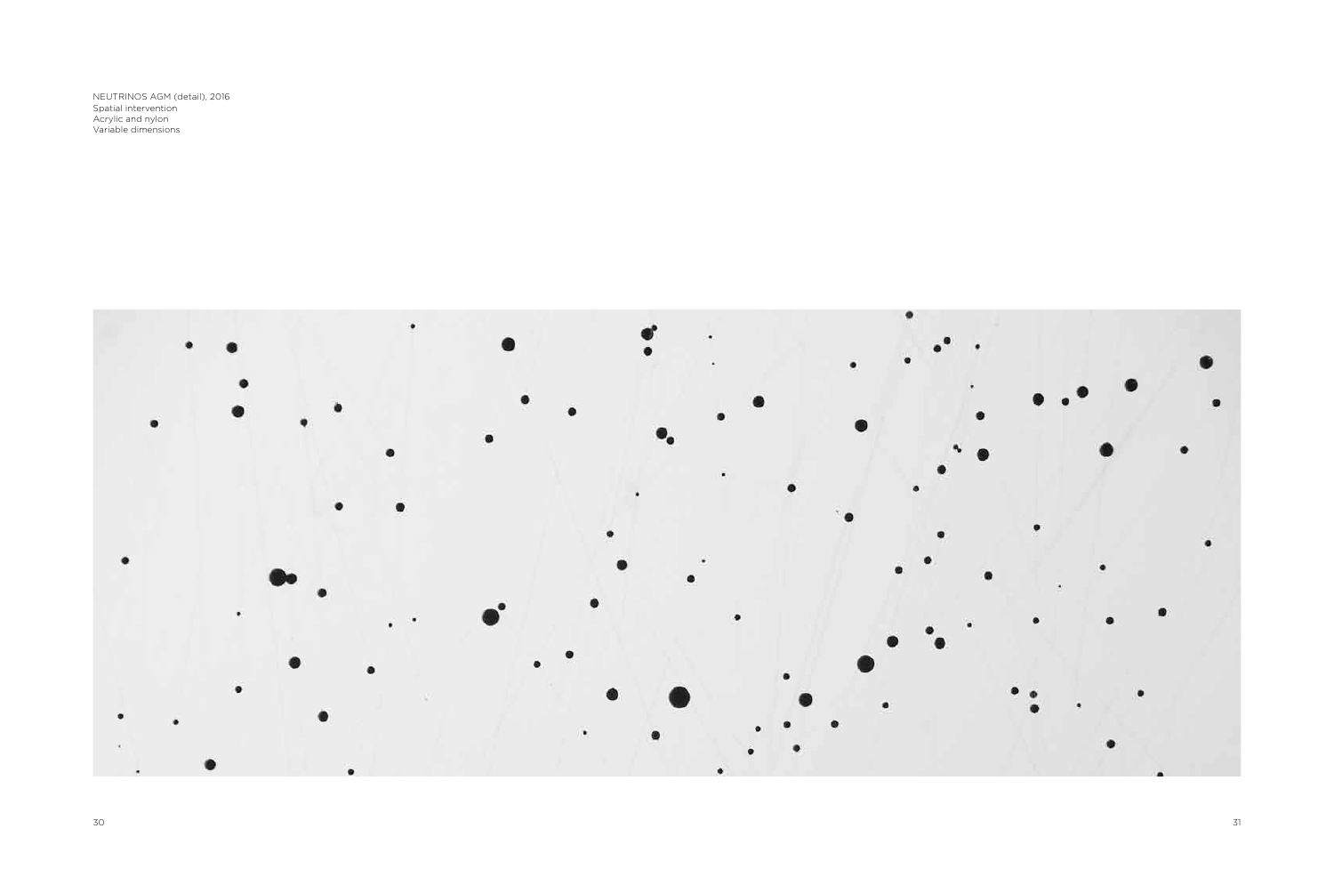NEUTRINOS AGM (detail), 2016
Spatial intervention
Acrylic and nylon
Variable dimensions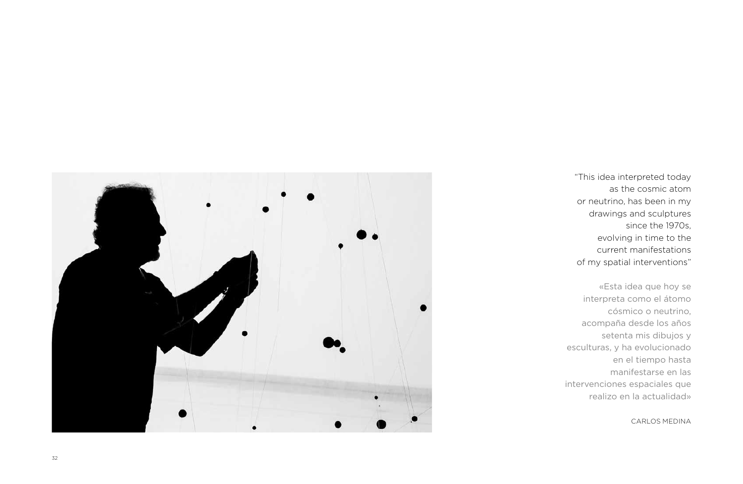"This idea interpreted today
as the cosmic atom
or neutrino, has been in my
drawings and sculptures
since the 1970s,
evolving in time to the
current manifestations
of my spatial interventions"

«Esta idea que hoy se
interpreta como el átomo
cósmico o neutrino,
acompaña desde los años
setenta mis dibujos y
esculturas, y ha evolucionado
en el tiempo hasta
manifestarse en las
intervenciones espaciales que
realizo en la actualidad»

CARLOS MEDINA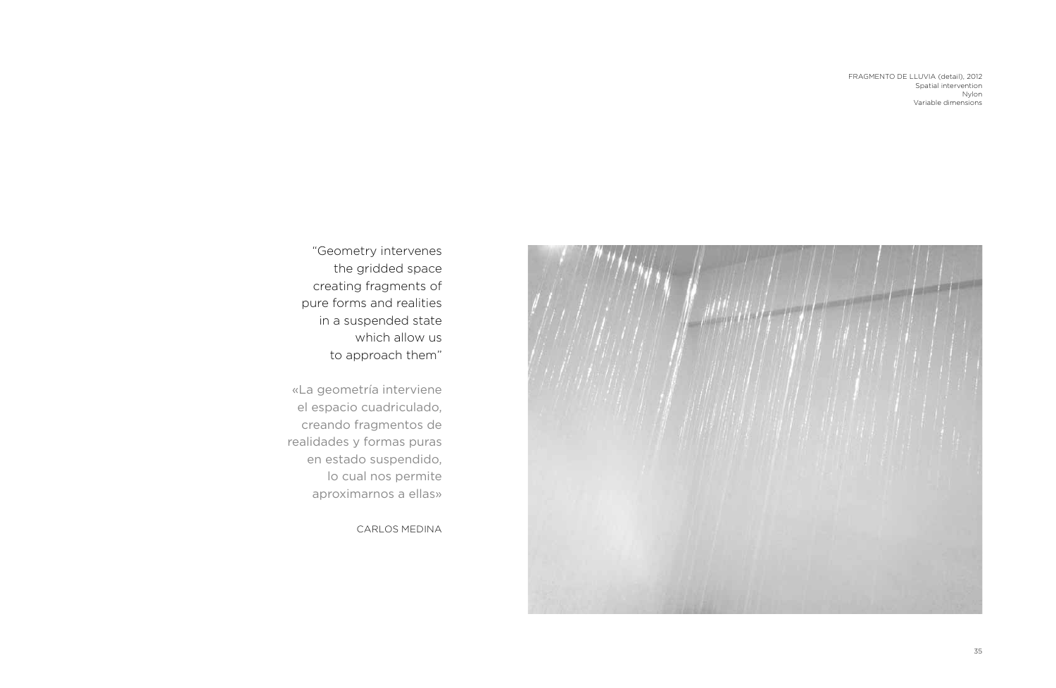FRAGMENTO DE LLUVIA (detail), 2012
Spatial intervention
Nylon
Variable dimensions

"Geometry intervenes
the gridded space
creating fragments of
pure forms and realities
in a suspended state
which allow us
to approach them"

«La geometría interviene
el espacio cuadriculado,
creando fragmentos de
realidades y formas puras
en estado suspendido,
lo cual nos permite
aproximarnos a ellas»

CARLOS MEDINA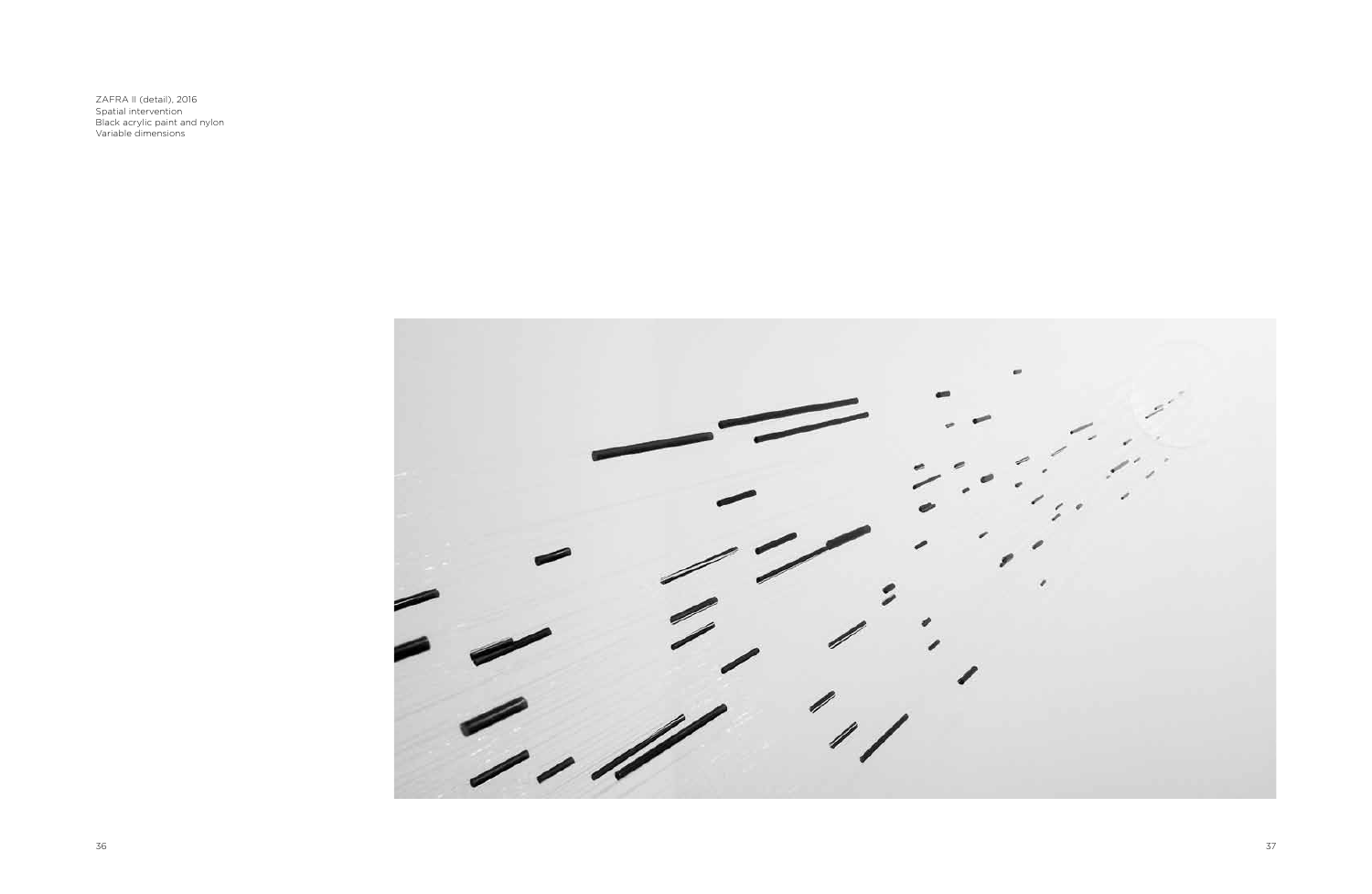ZAFRA II (detail), 2016
Spatial intervention
Black acrylic paint and nylon
Variable dimensions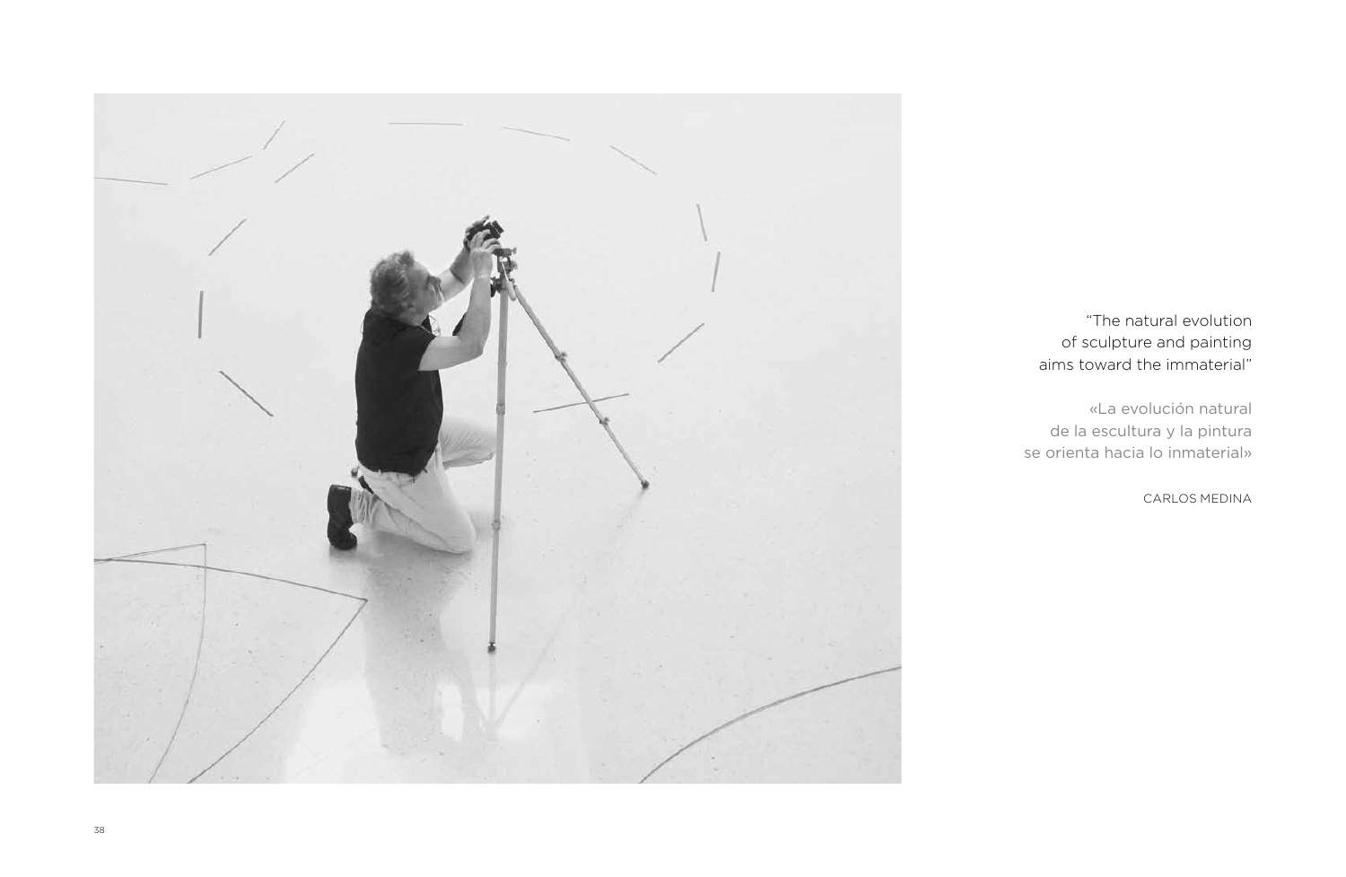"The natural evolution
of sculpture and painting
aims toward the immaterial"

«La evolución natural
de la escultura y la pintura
se orienta hacia lo inmaterial»

CARLOS MEDINA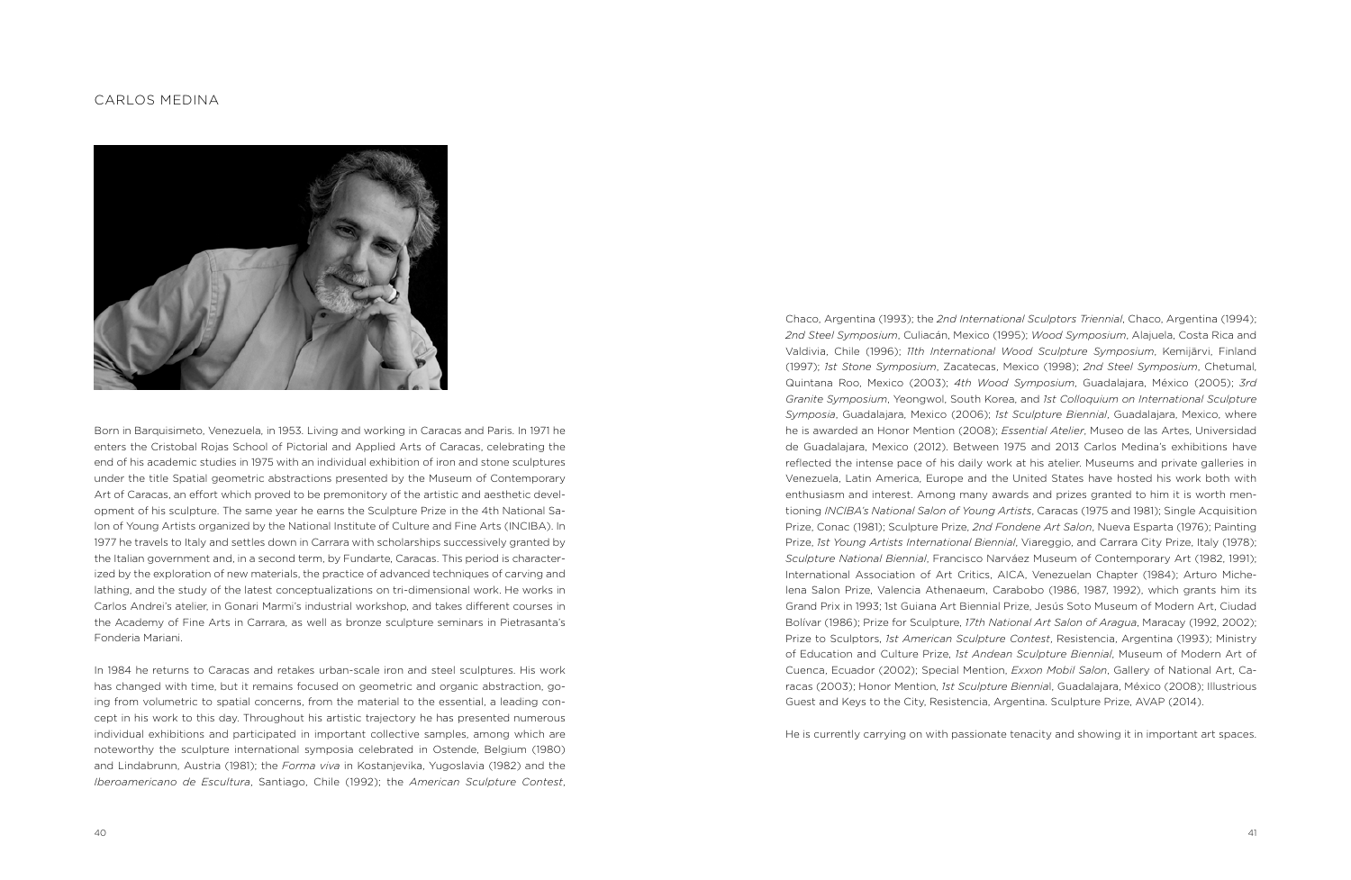# CARLOS MEDINA

Born in Barquisimeto, Venezuela, in 1953. Living and working in Caracas and Paris. In 1971 he enters the Cristobal Rojas School of Pictorial and Applied Arts of Caracas, celebrating the end of his academic studies in 1975 with an individual exhibition of iron and stone sculptures under the title Spatial geometric abstractions presented by the Museum of Contemporary Art of Caracas, an effort which proved to be premonitory of the artistic and aesthetic development of his sculpture. The same year he earns the Sculpture Prize in the 4th National Salon of Young Artists organized by the National Institute of Culture and Fine Arts (INCIBA). In 1977 he travels to Italy and settles down in Carrara with scholarships successively granted by the Italian government and, in a second term, by Fundarte, Caracas. This period is characterized by the exploration of new materials, the practice of advanced techniques of carving and lathing, and the study of the latest conceptualizations on tri-dimensional work. He works in Carlos Andrei's atelier, in Gonari Marmi's industrial workshop, and takes different courses in the Academy of Fine Arts in Carrara, as well as bronze sculpture seminars in Pietrasanta's Fonderia Mariani.

In 1984 he returns to Caracas and retakes urban-scale iron and steel sculptures. His work has changed with time, but it remains focused on geometric and organic abstraction, going from volumetric to spatial concerns, from the material to the essential, a leading concept in his work to this day. Throughout his artistic trajectory he has presented numerous individual exhibitions and participated in important collective samples, among which are noteworthy the sculpture international symposia celebrated in Ostende, Belgium (1980) and Lindabrunn, Austria (1981); the *Forma viva* in Kostanjevika, Yugoslavia (1982) and the *Iberoamericano de Escultura*, Santiago, Chile (1992); the *American Sculpture Contest*, Chaco, Argentina (1993); the *2nd International Sculptors Triennial*, Chaco, Argentina (1994); *2nd Steel Symposium*, Culiacán, Mexico (1995); *Wood Symposium*, Alajuela, Costa Rica and Valdivia, Chile (1996); *11th International Wood Sculpture Symposium*, Kemijärvi, Finland (1997); *1st Stone Symposium*, Zacatecas, Mexico (1998); *2nd Steel Symposium*, Chetumal, Quintana Roo, Mexico (2003); *4th Wood Symposium*, Guadalajara, México (2005); *3rd Granite Symposium*, Yeongwol, South Korea, and *1st Colloquium on International Sculpture Symposia*, Guadalajara, Mexico (2006); *1st Sculpture Biennial*, Guadalajara, Mexico, where he is awarded an Honor Mention (2008); *Essential Atelier*, Museo de las Artes, Universidad de Guadalajara, Mexico (2012). Between 1975 and 2013 Carlos Medina's exhibitions have reflected the intense pace of his daily work at his atelier. Museums and private galleries in Venezuela, Latin America, Europe and the United States have hosted his work both with enthusiasm and interest. Among many awards and prizes granted to him it is worth mentioning *INCIBA's National Salon of Young Artists*, Caracas (1975 and 1981); Single Acquisition Prize, Conac (1981); Sculpture Prize, *2nd Fondene Art Salon*, Nueva Esparta (1976); Painting Prize, *1st Young Artists International Biennial*, Viareggio, and Carrara City Prize, Italy (1978); *Sculpture National Biennial*, Francisco Narváez Museum of Contemporary Art (1982, 1991); International Association of Art Critics, AICA, Venezuelan Chapter (1984); Arturo Michelena Salon Prize, Valencia Athenaeum, Carabobo (1986, 1987, 1992), which grants him its Grand Prix in 1993; 1st Guiana Art Biennial Prize, Jesús Soto Museum of Modern Art, Ciudad Bolívar (1986); Prize for Sculpture, *17th National Art Salon of Aragua*, Maracay (1992, 2002); Prize to Sculptors, *1st American Sculpture Contest*, Resistencia, Argentina (1993); Ministry of Education and Culture Prize, *1st Andean Sculpture Biennial*, Museum of Modern Art of Cuenca, Ecuador (2002); Special Mention, *Exxon Mobil Salon*, Gallery of National Art, Caracas (2003); Honor Mention, *1st Sculpture Biennia*l, Guadalajara, México (2008); Illustrious Guest and Keys to the City, Resistencia, Argentina. Sculpture Prize, AVAP (2014).

He is currently carrying on with passionate tenacity and showing it in important art spaces.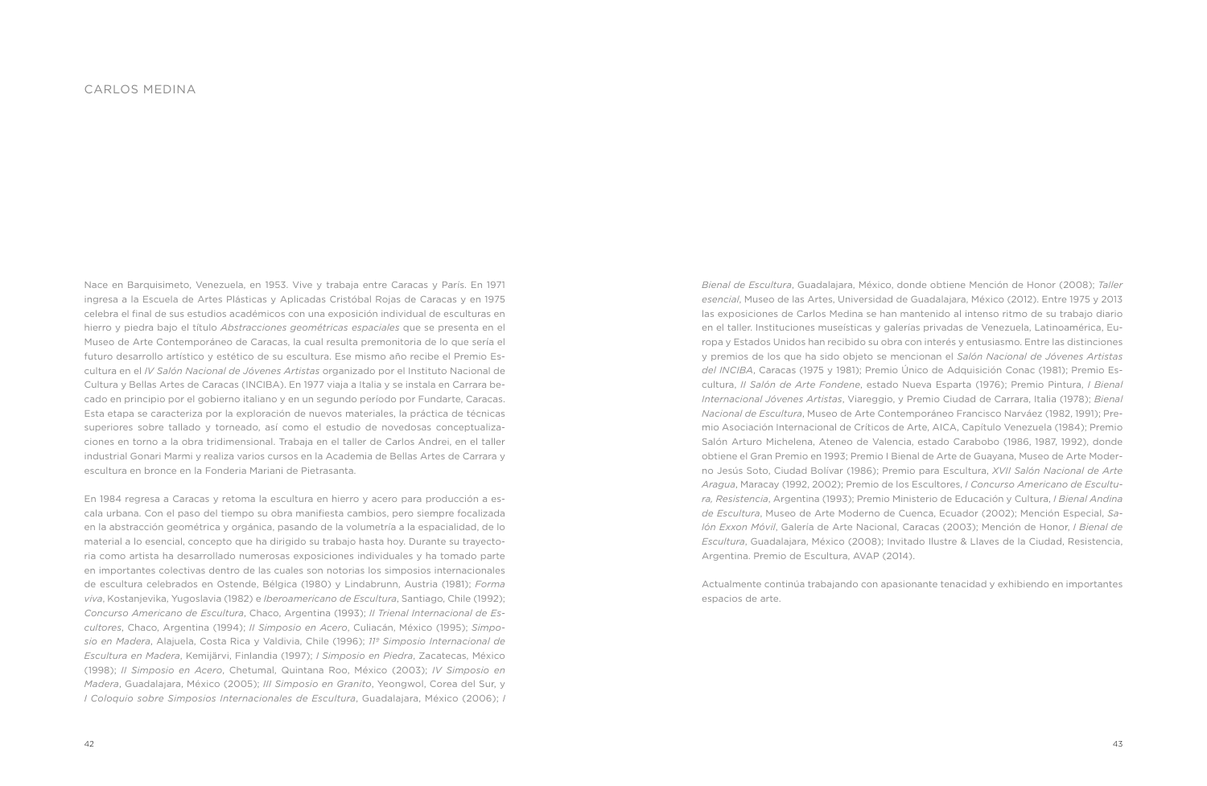# CARLOS MEDINA

Nace en Barquisimeto, Venezuela, en 1953. Vive y trabaja entre Caracas y París. En 1971 ingresa a la Escuela de Artes Plásticas y Aplicadas Cristóbal Rojas de Caracas y en 1975 celebra el final de sus estudios académicos con una exposición individual de esculturas en hierro y piedra bajo el título *Abstracciones geométricas espaciales* que se presenta en el Museo de Arte Contemporáneo de Caracas, la cual resulta premonitoria de lo que sería el futuro desarrollo artístico y estético de su escultura. Ese mismo año recibe el Premio Escultura en el *IV Salón Nacional de Jóvenes Artistas* organizado por el Instituto Nacional de Cultura y Bellas Artes de Caracas (INCIBA). En 1977 viaja a Italia y se instala en Carrara becado en principio por el gobierno italiano y en un segundo período por Fundarte, Caracas. Esta etapa se caracteriza por la exploración de nuevos materiales, la práctica de técnicas superiores sobre tallado y torneado, así como el estudio de novedosas conceptualizaciones en torno a la obra tridimensional. Trabaja en el taller de Carlos Andrei, en el taller industrial Gonari Marmi y realiza varios cursos en la Academia de Bellas Artes de Carrara y escultura en bronce en la Fonderia Mariani de Pietrasanta.

En 1984 regresa a Caracas y retoma la escultura en hierro y acero para producción a escala urbana. Con el paso del tiempo su obra manifiesta cambios, pero siempre focalizada en la abstracción geométrica y orgánica, pasando de la volumetría a la espacialidad, de lo material a lo esencial, concepto que ha dirigido su trabajo hasta hoy. Durante su trayectoria como artista ha desarrollado numerosas exposiciones individuales y ha tomado parte en importantes colectivas dentro de las cuales son notorias los simposios internacionales de escultura celebrados en Ostende, Bélgica (1980) y Lindabrunn, Austria (1981); *Forma viva*, Kostanjevika, Yugoslavia (1982) e *Iberoamericano de Escultura*, Santiago, Chile (1992); *Concurso Americano de Escultura*, Chaco, Argentina (1993); *II Trienal Internacional de Escultores*, Chaco, Argentina (1994); *II Simposio en Acero*, Culiacán, México (1995); *Simposio en Madera*, Alajuela, Costa Rica y Valdivia, Chile (1996); *11º Simposio Internacional de Escultura en Madera*, Kemijärvi, Finlandia (1997); *I Simposio en Piedra*, Zacatecas, México (1998); *II Simposio en Acero*, Chetumal, Quintana Roo, México (2003); *IV Simposio en Madera*, Guadalajara, México (2005); *III Simposio en Granito*, Yeongwol, Corea del Sur, y *I Coloquio sobre Simposios Internacionales de Escultura*, Guadalajara, México (2006); *I Bienal de Escultura*, Guadalajara, México, donde obtiene Mención de Honor (2008); *Taller esencial*, Museo de las Artes, Universidad de Guadalajara, México (2012). Entre 1975 y 2013 las exposiciones de Carlos Medina se han mantenido al intenso ritmo de su trabajo diario en el taller. Instituciones museísticas y galerías privadas de Venezuela, Latinoamérica, Europa y Estados Unidos han recibido su obra con interés y entusiasmo. Entre las distinciones y premios de los que ha sido objeto se mencionan el *Salón Nacional de Jóvenes Artistas del INCIBA*, Caracas (1975 y 1981); Premio Único de Adquisición Conac (1981); Premio Escultura, *II Salón de Arte Fondene*, estado Nueva Esparta (1976); Premio Pintura, *I Bienal Internacional Jóvenes Artistas*, Viareggio, y Premio Ciudad de Carrara, Italia (1978); *Bienal Nacional de Escultura*, Museo de Arte Contemporáneo Francisco Narváez (1982, 1991); Premio Asociación Internacional de Críticos de Arte, AICA, Capítulo Venezuela (1984); Premio Salón Arturo Michelena, Ateneo de Valencia, estado Carabobo (1986, 1987, 1992), donde obtiene el Gran Premio en 1993; Premio I Bienal de Arte de Guayana, Museo de Arte Moderno Jesús Soto, Ciudad Bolívar (1986); Premio para Escultura, *XVII Salón Nacional de Arte Aragua*, Maracay (1992, 2002); Premio de los Escultores, *I Concurso Americano de Escultura, Resistencia*, Argentina (1993); Premio Ministerio de Educación y Cultura, *I Bienal Andina de Escultura*, Museo de Arte Moderno de Cuenca, Ecuador (2002); Mención Especial, *Salón Exxon Móvil*, Galería de Arte Nacional, Caracas (2003); Mención de Honor, *I Bienal de Escultura*, Guadalajara, México (2008); Invitado Ilustre & Llaves de la Ciudad, Resistencia, Argentina. Premio de Escultura, AVAP (2014).

Actualmente continúa trabajando con apasionante tenacidad y exhibiendo en importantes espacios de arte.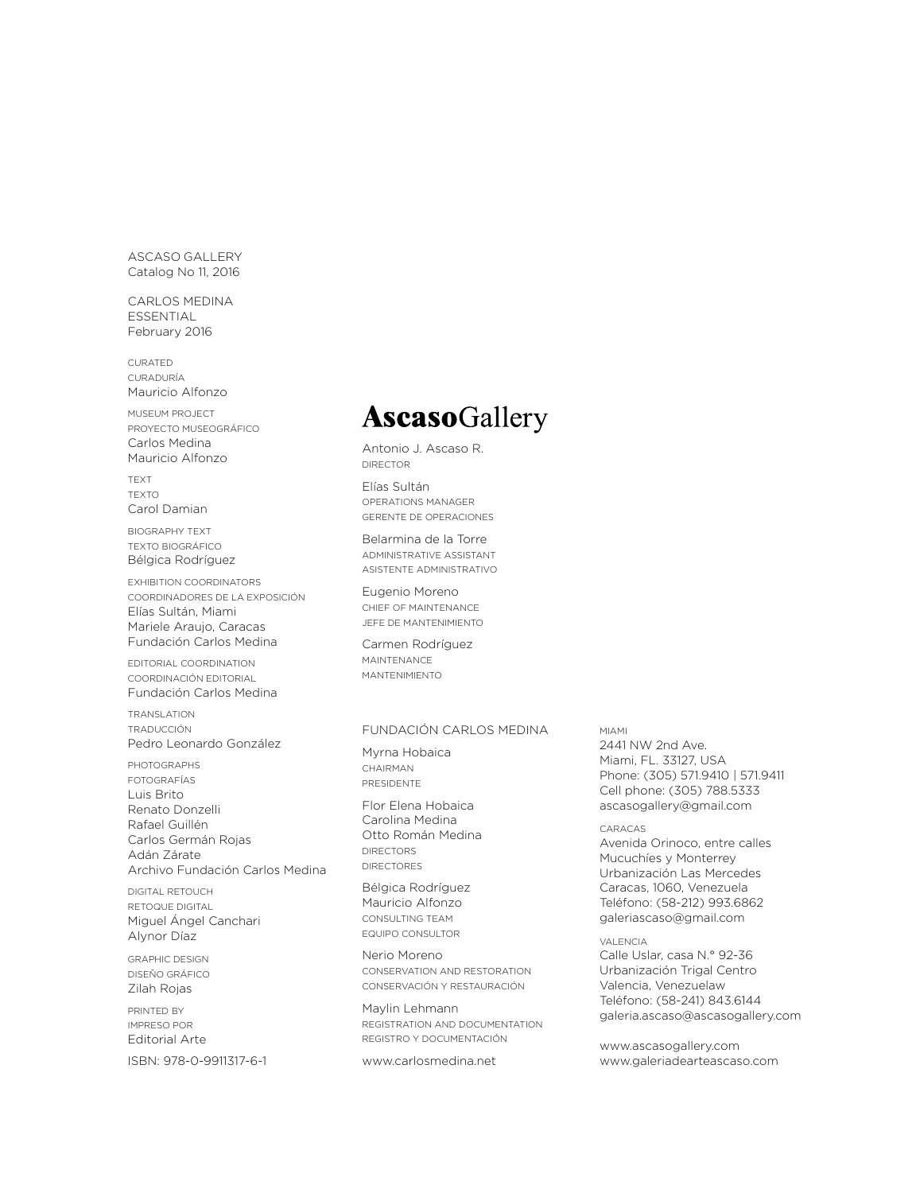ASCASO GALLERY
Catalog No 11, 2016

CARLOS MEDINA
ESSENTIAL
February 2016

CURATED
CURADURÍA
Mauricio Alfonzo

MUSEUM PROJECT
PROYECTO MUSEOGRÁFICO
Carlos Medina
Mauricio Alfonzo

TEXT
TEXTO
Carol Damian

BIOGRAPHY TEXT
TEXTO BIOGRÁFICO
Bélgica Rodríguez

EXHIBITION COORDINATORS
COORDINADORES DE LA EXPOSICIÓN
Elías Sultán, Miami
Mariele Araujo, Caracas
Fundación Carlos Medina

EDITORIAL COORDINATION
COORDINACIÓN EDITORIAL
Fundación Carlos Medina

TRANSLATION
TRADUCCIÓN
Pedro Leonardo González

PHOTOGRAPHS
FOTOGRAFÍAS
Luis Brito
Renato Donzelli
Rafael Guillén
Carlos Germán Rojas
Adán Zárate
Archivo Fundación Carlos Medina

DIGITAL RETOUCH
RETOQUE DIGITAL
Miguel Ángel Canchari
Alynor Díaz

GRAPHIC DESIGN
DISEÑO GRÁFICO
Zilah Rojas

PRINTED BY
IMPRESO POR
Editorial Arte

ISBN: 978-0-9911317-6-1

## **Ascaso**Gallery

Antonio J. Ascaso R.
DIRECTOR

Elías Sultán
OPERATIONS MANAGER
GERENTE DE OPERACIONES

Belarmina de la Torre
ADMINISTRATIVE ASSISTANT
ASISTENTE ADMINISTRATIVO

Eugenio Moreno
CHIEF OF MAINTENANCE
JEFE DE MANTENIMIENTO

Carmen Rodríguez
MAINTENANCE
MANTENIMIENTO

FUNDACIÓN CARLOS MEDINA

Myrna Hobaica
CHAIRMAN
PRESIDENTE

Flor Elena Hobaica
Carolina Medina
Otto Román Medina
DIRECTORS
DIRECTORES

Bélgica Rodríguez
Mauricio Alfonzo
CONSULTING TEAM
EQUIPO CONSULTOR

Nerio Moreno
CONSERVATION AND RESTORATION
CONSERVACIÓN Y RESTAURACIÓN

Maylin Lehmann
REGISTRATION AND DOCUMENTATION
REGISTRO Y DOCUMENTACIÓN

www.carlosmedina.net

MIAMI
2441 NW 2nd Ave.
Miami, FL. 33127, USA
Phone: (305) 571.9410 | 571.9411
Cell phone: (305) 788.5333
ascasogallery@gmail.com

CARACAS
Avenida Orinoco, entre calles
Mucuchíes y Monterrey
Urbanización Las Mercedes
Caracas, 1060, Venezuela
Teléfono: (58-212) 993.6862
galeriascaso@gmail.com

VALENCIA
Calle Uslar, casa N.° 92-36
Urbanización Trigal Centro
Valencia, Venezuelaw
Teléfono: (58-241) 843.6144
galeria.ascaso@ascasogallery.com

www.ascasogallery.com
www.galeriadearteascaso.com